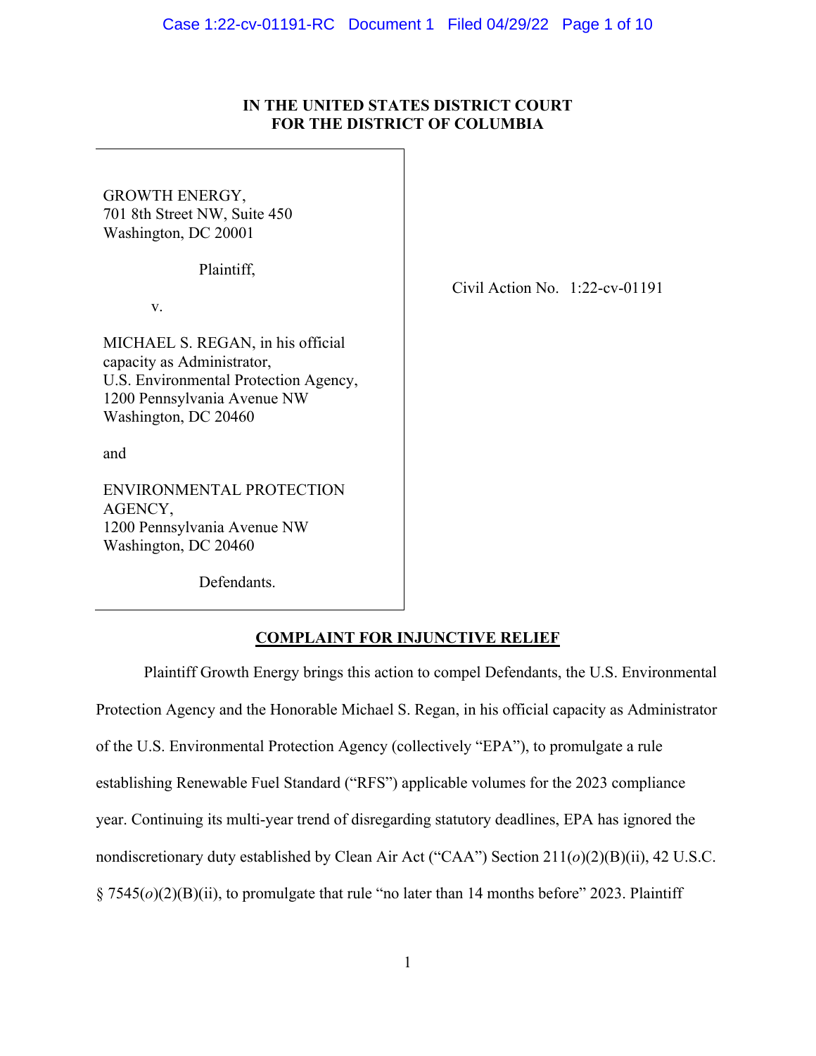**IN THE UNITED STATES DISTRICT COURT**
**FOR THE DISTRICT OF COLUMBIA**

GROWTH ENERGY,
701 8th Street NW, Suite 450
Washington, DC 20001

Plaintiff,

v.

MICHAEL S. REGAN, in his official capacity as Administrator,
U.S. Environmental Protection Agency,
1200 Pennsylvania Avenue NW
Washington, DC 20460

and

ENVIRONMENTAL PROTECTION AGENCY,
1200 Pennsylvania Avenue NW
Washington, DC 20460

Defendants.

Civil Action No. 1:22-cv-01191

**COMPLAINT FOR INJUNCTIVE RELIEF**

Plaintiff Growth Energy brings this action to compel Defendants, the U.S. Environmental Protection Agency and the Honorable Michael S. Regan, in his official capacity as Administrator of the U.S. Environmental Protection Agency (collectively "EPA"), to promulgate a rule establishing Renewable Fuel Standard ("RFS") applicable volumes for the 2023 compliance year. Continuing its multi-year trend of disregarding statutory deadlines, EPA has ignored the nondiscretionary duty established by Clean Air Act ("CAA") Section 211(*o*)(2)(B)(ii), 42 U.S.C. § 7545(*o*)(2)(B)(ii), to promulgate that rule "no later than 14 months before" 2023. Plaintiff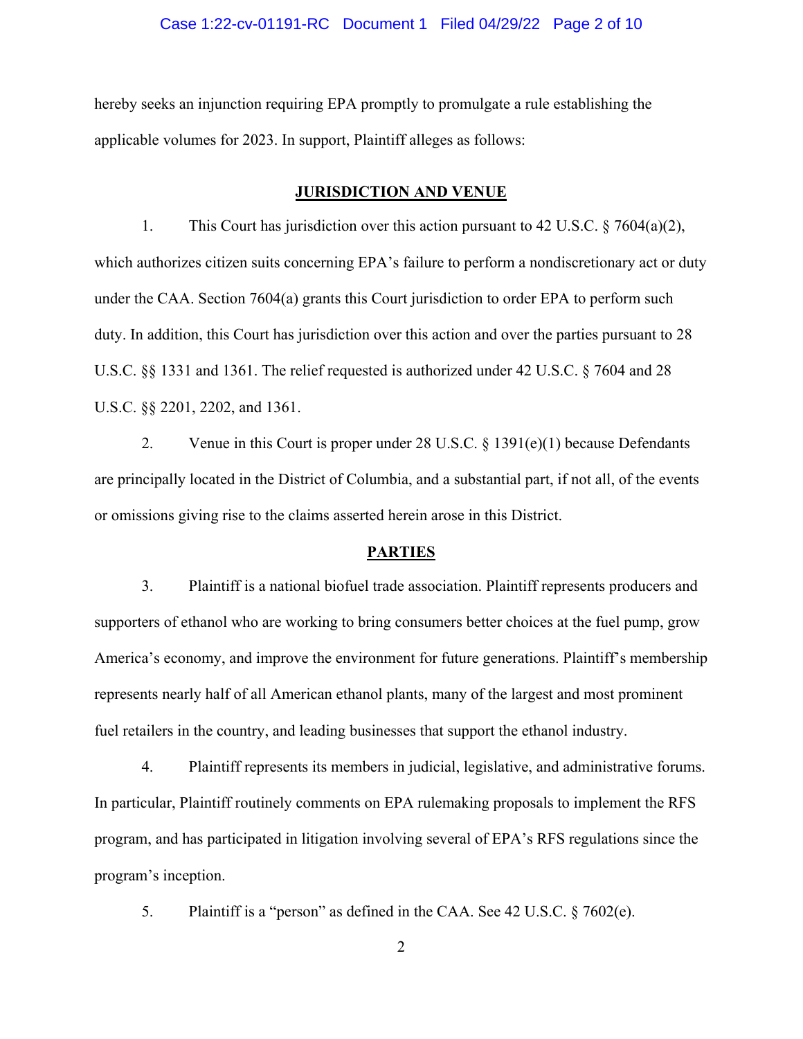hereby seeks an injunction requiring EPA promptly to promulgate a rule establishing the applicable volumes for 2023. In support, Plaintiff alleges as follows:

## JURISDICTION AND VENUE

1. This Court has jurisdiction over this action pursuant to 42 U.S.C. § 7604(a)(2), which authorizes citizen suits concerning EPA's failure to perform a nondiscretionary act or duty under the CAA. Section 7604(a) grants this Court jurisdiction to order EPA to perform such duty. In addition, this Court has jurisdiction over this action and over the parties pursuant to 28 U.S.C. §§ 1331 and 1361. The relief requested is authorized under 42 U.S.C. § 7604 and 28 U.S.C. §§ 2201, 2202, and 1361.

2. Venue in this Court is proper under 28 U.S.C. § 1391(e)(1) because Defendants are principally located in the District of Columbia, and a substantial part, if not all, of the events or omissions giving rise to the claims asserted herein arose in this District.

## PARTIES

3. Plaintiff is a national biofuel trade association. Plaintiff represents producers and supporters of ethanol who are working to bring consumers better choices at the fuel pump, grow America's economy, and improve the environment for future generations. Plaintiff's membership represents nearly half of all American ethanol plants, many of the largest and most prominent fuel retailers in the country, and leading businesses that support the ethanol industry.

4. Plaintiff represents its members in judicial, legislative, and administrative forums. In particular, Plaintiff routinely comments on EPA rulemaking proposals to implement the RFS program, and has participated in litigation involving several of EPA's RFS regulations since the program's inception.

5. Plaintiff is a "person" as defined in the CAA. See 42 U.S.C. § 7602(e).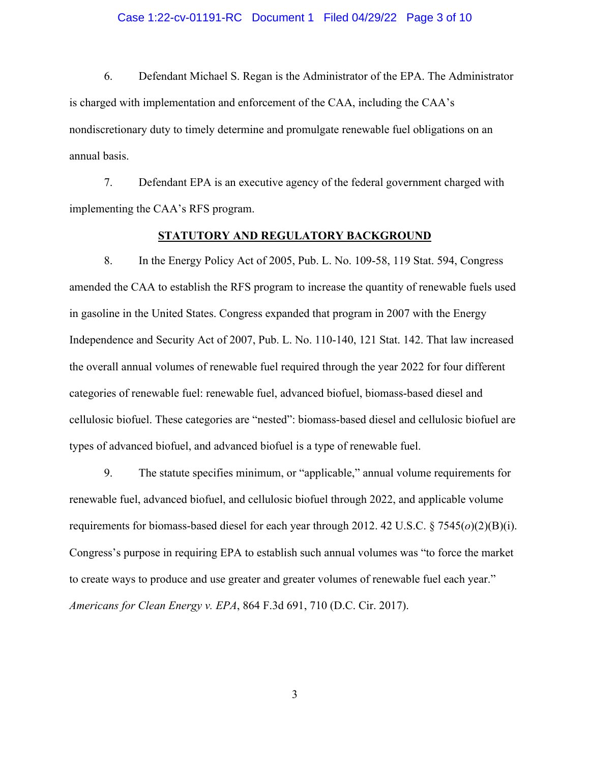6. Defendant Michael S. Regan is the Administrator of the EPA. The Administrator is charged with implementation and enforcement of the CAA, including the CAA's nondiscretionary duty to timely determine and promulgate renewable fuel obligations on an annual basis.

7. Defendant EPA is an executive agency of the federal government charged with implementing the CAA's RFS program.

## STATUTORY AND REGULATORY BACKGROUND

8. In the Energy Policy Act of 2005, Pub. L. No. 109-58, 119 Stat. 594, Congress amended the CAA to establish the RFS program to increase the quantity of renewable fuels used in gasoline in the United States. Congress expanded that program in 2007 with the Energy Independence and Security Act of 2007, Pub. L. No. 110-140, 121 Stat. 142. That law increased the overall annual volumes of renewable fuel required through the year 2022 for four different categories of renewable fuel: renewable fuel, advanced biofuel, biomass-based diesel and cellulosic biofuel. These categories are "nested": biomass-based diesel and cellulosic biofuel are types of advanced biofuel, and advanced biofuel is a type of renewable fuel.

9. The statute specifies minimum, or "applicable," annual volume requirements for renewable fuel, advanced biofuel, and cellulosic biofuel through 2022, and applicable volume requirements for biomass-based diesel for each year through 2012. 42 U.S.C. § 7545(*o*)(2)(B)(i). Congress's purpose in requiring EPA to establish such annual volumes was "to force the market to create ways to produce and use greater and greater volumes of renewable fuel each year." *Americans for Clean Energy v. EPA*, 864 F.3d 691, 710 (D.C. Cir. 2017).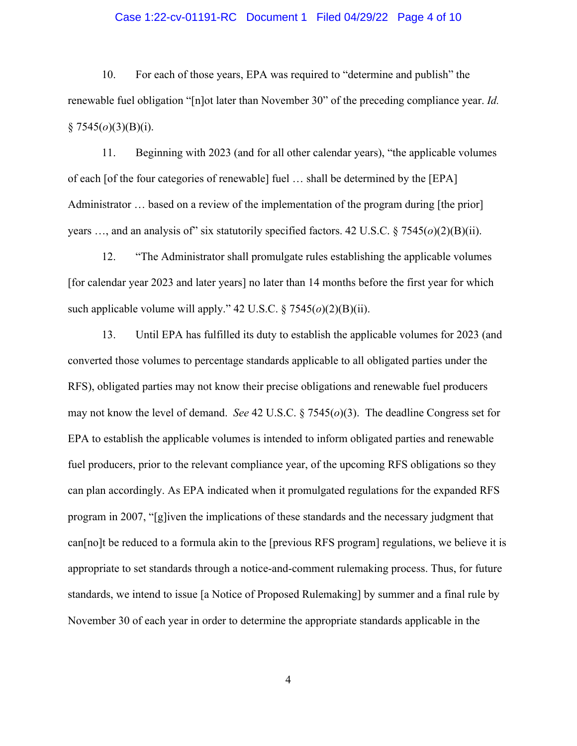10. For each of those years, EPA was required to "determine and publish" the renewable fuel obligation "[n]ot later than November 30" of the preceding compliance year. *Id.* § 7545(*o*)(3)(B)(i).

11. Beginning with 2023 (and for all other calendar years), "the applicable volumes of each [of the four categories of renewable] fuel … shall be determined by the [EPA] Administrator … based on a review of the implementation of the program during [the prior] years …, and an analysis of" six statutorily specified factors. 42 U.S.C. § 7545(*o*)(2)(B)(ii).

12. "The Administrator shall promulgate rules establishing the applicable volumes [for calendar year 2023 and later years] no later than 14 months before the first year for which such applicable volume will apply." 42 U.S.C. § 7545(*o*)(2)(B)(ii).

13. Until EPA has fulfilled its duty to establish the applicable volumes for 2023 (and converted those volumes to percentage standards applicable to all obligated parties under the RFS), obligated parties may not know their precise obligations and renewable fuel producers may not know the level of demand. *See* 42 U.S.C. § 7545(*o*)(3). The deadline Congress set for EPA to establish the applicable volumes is intended to inform obligated parties and renewable fuel producers, prior to the relevant compliance year, of the upcoming RFS obligations so they can plan accordingly. As EPA indicated when it promulgated regulations for the expanded RFS program in 2007, "[g]iven the implications of these standards and the necessary judgment that can[no]t be reduced to a formula akin to the [previous RFS program] regulations, we believe it is appropriate to set standards through a notice-and-comment rulemaking process. Thus, for future standards, we intend to issue [a Notice of Proposed Rulemaking] by summer and a final rule by November 30 of each year in order to determine the appropriate standards applicable in the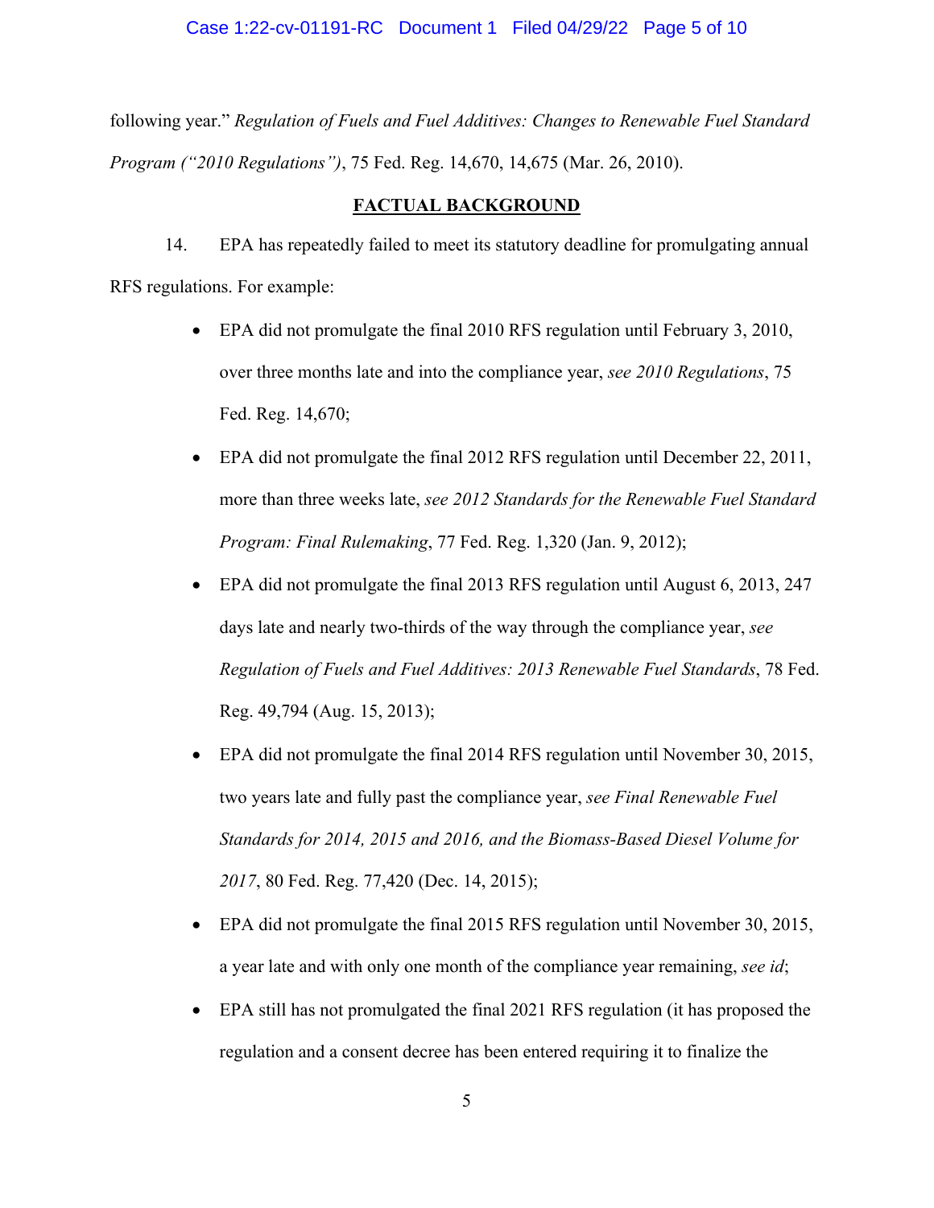following year." *Regulation of Fuels and Fuel Additives: Changes to Renewable Fuel Standard Program ("2010 Regulations")*, 75 Fed. Reg. 14,670, 14,675 (Mar. 26, 2010).

## FACTUAL BACKGROUND

14. EPA has repeatedly failed to meet its statutory deadline for promulgating annual RFS regulations. For example:

- EPA did not promulgate the final 2010 RFS regulation until February 3, 2010, over three months late and into the compliance year, *see 2010 Regulations*, 75 Fed. Reg. 14,670;
- EPA did not promulgate the final 2012 RFS regulation until December 22, 2011, more than three weeks late, *see 2012 Standards for the Renewable Fuel Standard Program: Final Rulemaking*, 77 Fed. Reg. 1,320 (Jan. 9, 2012);
- EPA did not promulgate the final 2013 RFS regulation until August 6, 2013, 247 days late and nearly two-thirds of the way through the compliance year, *see Regulation of Fuels and Fuel Additives: 2013 Renewable Fuel Standards*, 78 Fed. Reg. 49,794 (Aug. 15, 2013);
- EPA did not promulgate the final 2014 RFS regulation until November 30, 2015, two years late and fully past the compliance year, *see Final Renewable Fuel Standards for 2014, 2015 and 2016, and the Biomass-Based Diesel Volume for 2017*, 80 Fed. Reg. 77,420 (Dec. 14, 2015);
- EPA did not promulgate the final 2015 RFS regulation until November 30, 2015, a year late and with only one month of the compliance year remaining, *see id*;
- EPA still has not promulgated the final 2021 RFS regulation (it has proposed the regulation and a consent decree has been entered requiring it to finalize the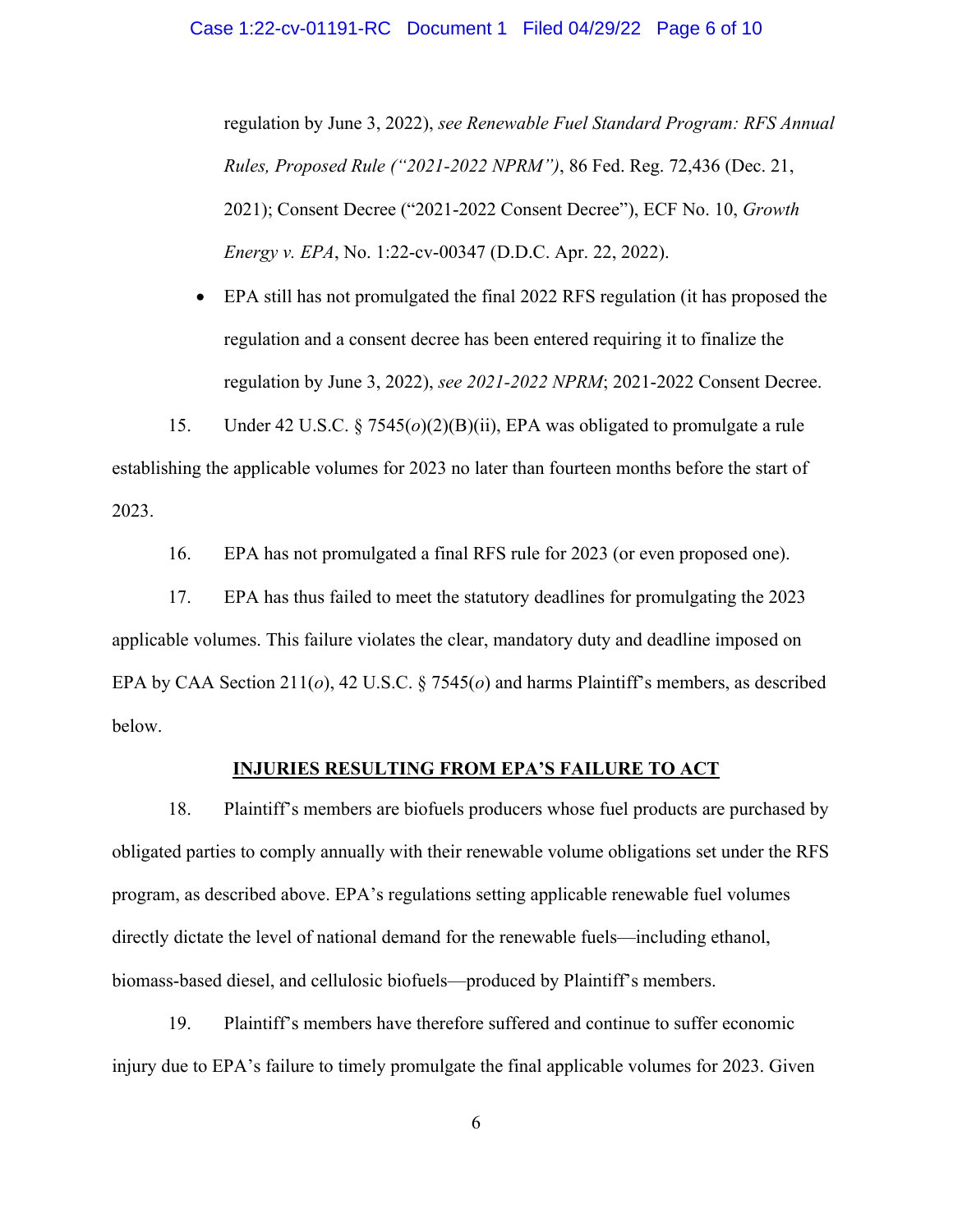regulation by June 3, 2022), *see Renewable Fuel Standard Program: RFS Annual Rules, Proposed Rule ("2021-2022 NPRM")*, 86 Fed. Reg. 72,436 (Dec. 21, 2021); Consent Decree ("2021-2022 Consent Decree"), ECF No. 10, *Growth Energy v. EPA*, No. 1:22-cv-00347 (D.D.C. Apr. 22, 2022).

- EPA still has not promulgated the final 2022 RFS regulation (it has proposed the regulation and a consent decree has been entered requiring it to finalize the regulation by June 3, 2022), *see 2021-2022 NPRM*; 2021-2022 Consent Decree.

15. Under 42 U.S.C. § 7545(*o*)(2)(B)(ii), EPA was obligated to promulgate a rule establishing the applicable volumes for 2023 no later than fourteen months before the start of 2023.

16. EPA has not promulgated a final RFS rule for 2023 (or even proposed one).

17. EPA has thus failed to meet the statutory deadlines for promulgating the 2023 applicable volumes. This failure violates the clear, mandatory duty and deadline imposed on EPA by CAA Section 211(*o*), 42 U.S.C. § 7545(*o*) and harms Plaintiff's members, as described below.

## INJURIES RESULTING FROM EPA'S FAILURE TO ACT

18. Plaintiff's members are biofuels producers whose fuel products are purchased by obligated parties to comply annually with their renewable volume obligations set under the RFS program, as described above. EPA's regulations setting applicable renewable fuel volumes directly dictate the level of national demand for the renewable fuels—including ethanol, biomass-based diesel, and cellulosic biofuels—produced by Plaintiff's members.

19. Plaintiff's members have therefore suffered and continue to suffer economic injury due to EPA's failure to timely promulgate the final applicable volumes for 2023. Given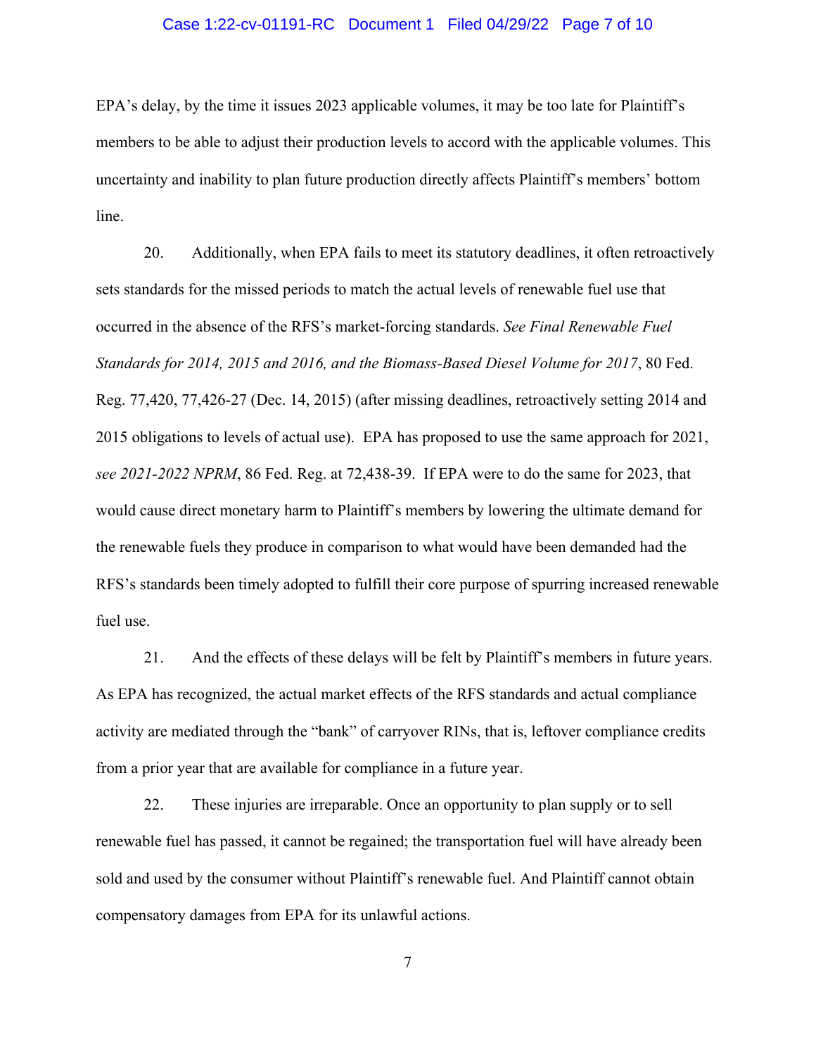EPA's delay, by the time it issues 2023 applicable volumes, it may be too late for Plaintiff's members to be able to adjust their production levels to accord with the applicable volumes. This uncertainty and inability to plan future production directly affects Plaintiff's members' bottom line.

20. Additionally, when EPA fails to meet its statutory deadlines, it often retroactively sets standards for the missed periods to match the actual levels of renewable fuel use that occurred in the absence of the RFS's market-forcing standards. *See Final Renewable Fuel Standards for 2014, 2015 and 2016, and the Biomass-Based Diesel Volume for 2017*, 80 Fed. Reg. 77,420, 77,426-27 (Dec. 14, 2015) (after missing deadlines, retroactively setting 2014 and 2015 obligations to levels of actual use). EPA has proposed to use the same approach for 2021, *see 2021-2022 NPRM*, 86 Fed. Reg. at 72,438-39. If EPA were to do the same for 2023, that would cause direct monetary harm to Plaintiff's members by lowering the ultimate demand for the renewable fuels they produce in comparison to what would have been demanded had the RFS's standards been timely adopted to fulfill their core purpose of spurring increased renewable fuel use.

21. And the effects of these delays will be felt by Plaintiff's members in future years. As EPA has recognized, the actual market effects of the RFS standards and actual compliance activity are mediated through the "bank" of carryover RINs, that is, leftover compliance credits from a prior year that are available for compliance in a future year.

22. These injuries are irreparable. Once an opportunity to plan supply or to sell renewable fuel has passed, it cannot be regained; the transportation fuel will have already been sold and used by the consumer without Plaintiff's renewable fuel. And Plaintiff cannot obtain compensatory damages from EPA for its unlawful actions.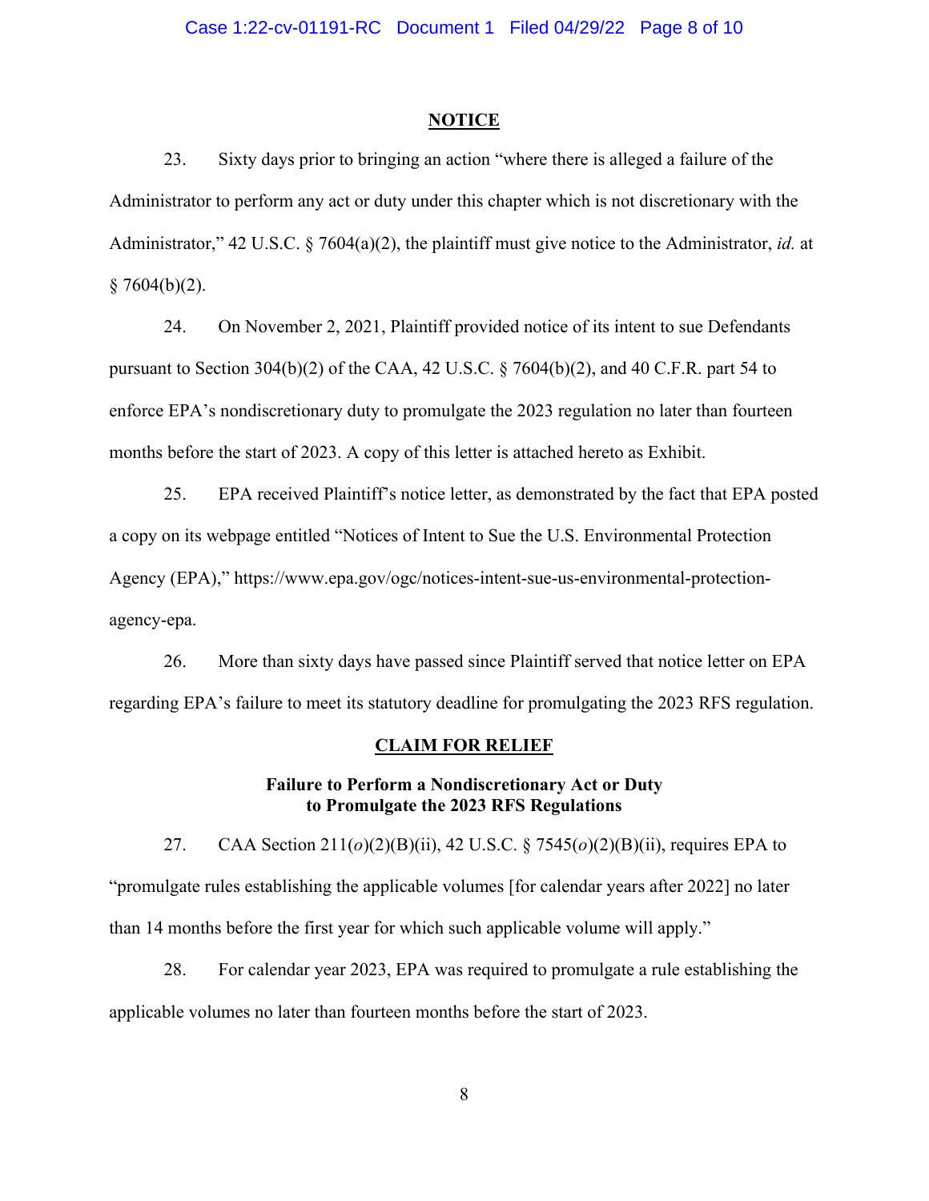## NOTICE

23. Sixty days prior to bringing an action "where there is alleged a failure of the Administrator to perform any act or duty under this chapter which is not discretionary with the Administrator," 42 U.S.C. § 7604(a)(2), the plaintiff must give notice to the Administrator, *id.* at § 7604(b)(2).

24. On November 2, 2021, Plaintiff provided notice of its intent to sue Defendants pursuant to Section 304(b)(2) of the CAA, 42 U.S.C. § 7604(b)(2), and 40 C.F.R. part 54 to enforce EPA's nondiscretionary duty to promulgate the 2023 regulation no later than fourteen months before the start of 2023. A copy of this letter is attached hereto as Exhibit.

25. EPA received Plaintiff's notice letter, as demonstrated by the fact that EPA posted a copy on its webpage entitled "Notices of Intent to Sue the U.S. Environmental Protection Agency (EPA)," https://www.epa.gov/ogc/notices-intent-sue-us-environmental-protection-agency-epa.

26. More than sixty days have passed since Plaintiff served that notice letter on EPA regarding EPA's failure to meet its statutory deadline for promulgating the 2023 RFS regulation.

## CLAIM FOR RELIEF

### Failure to Perform a Nondiscretionary Act or Duty to Promulgate the 2023 RFS Regulations

27. CAA Section 211(*o*)(2)(B)(ii), 42 U.S.C. § 7545(*o*)(2)(B)(ii), requires EPA to "promulgate rules establishing the applicable volumes [for calendar years after 2022] no later than 14 months before the first year for which such applicable volume will apply."

28. For calendar year 2023, EPA was required to promulgate a rule establishing the applicable volumes no later than fourteen months before the start of 2023.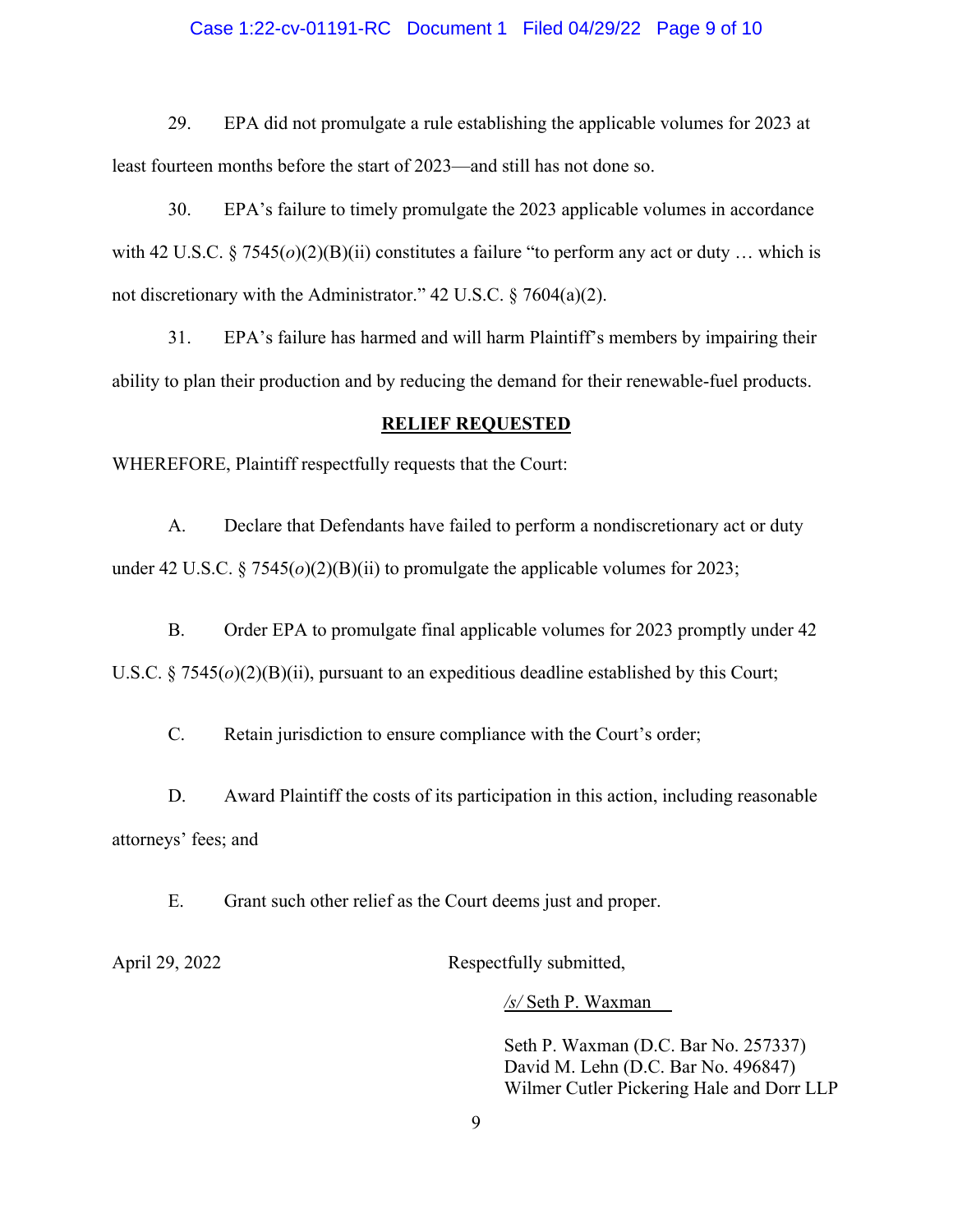29. EPA did not promulgate a rule establishing the applicable volumes for 2023 at least fourteen months before the start of 2023—and still has not done so.

30. EPA's failure to timely promulgate the 2023 applicable volumes in accordance with 42 U.S.C. § 7545(*o*)(2)(B)(ii) constitutes a failure "to perform any act or duty … which is not discretionary with the Administrator." 42 U.S.C. § 7604(a)(2).

31. EPA's failure has harmed and will harm Plaintiff's members by impairing their ability to plan their production and by reducing the demand for their renewable-fuel products.

## RELIEF REQUESTED

WHEREFORE, Plaintiff respectfully requests that the Court:

A. Declare that Defendants have failed to perform a nondiscretionary act or duty under 42 U.S.C. § 7545(*o*)(2)(B)(ii) to promulgate the applicable volumes for 2023;

B. Order EPA to promulgate final applicable volumes for 2023 promptly under 42 U.S.C. § 7545(*o*)(2)(B)(ii), pursuant to an expeditious deadline established by this Court;

C. Retain jurisdiction to ensure compliance with the Court's order;

D. Award Plaintiff the costs of its participation in this action, including reasonable attorneys' fees; and

E. Grant such other relief as the Court deems just and proper.

April 29, 2022

Respectfully submitted,

*/s/* Seth P. Waxman

Seth P. Waxman (D.C. Bar No. 257337)
David M. Lehn (D.C. Bar No. 496847)
Wilmer Cutler Pickering Hale and Dorr LLP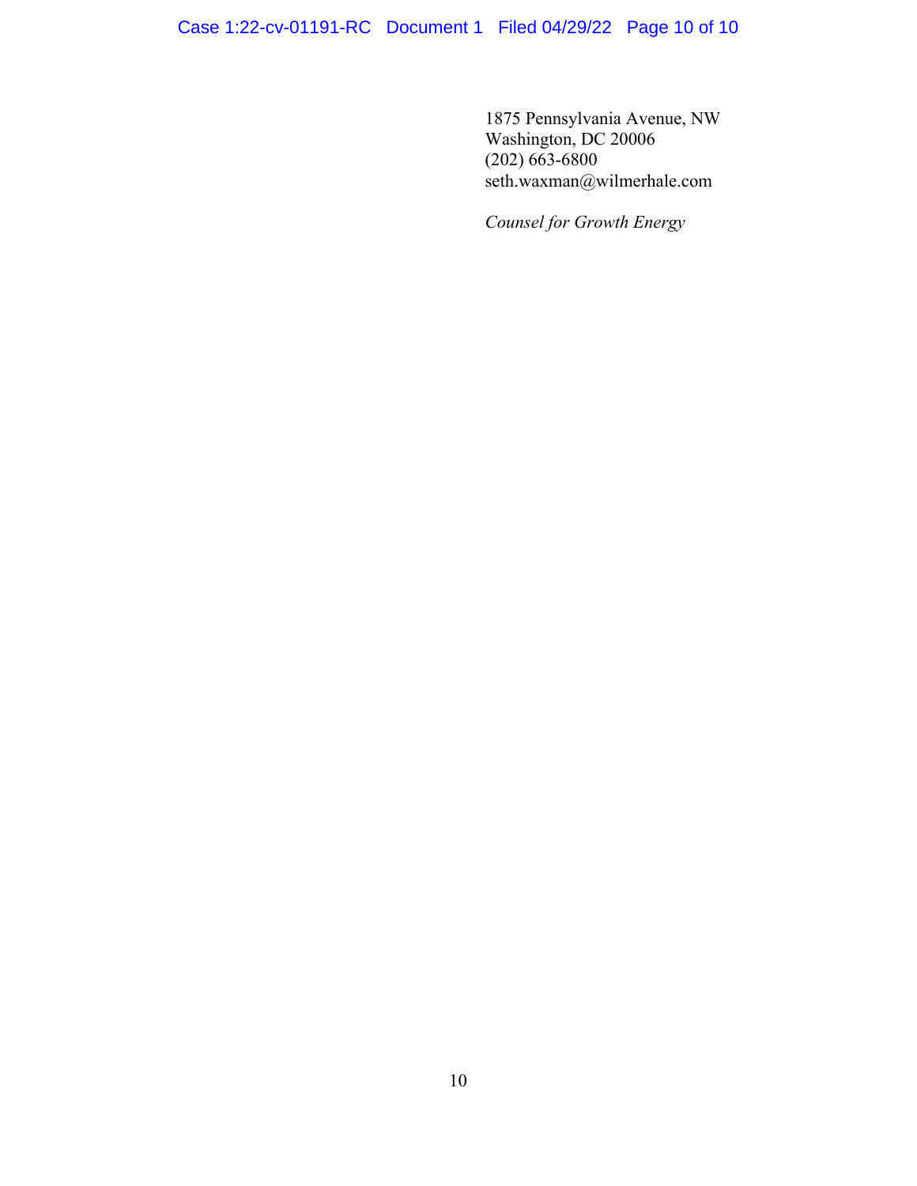1875 Pennsylvania Avenue, NW
Washington, DC 20006
(202) 663-6800
seth.waxman@wilmerhale.com

*Counsel for Growth Energy*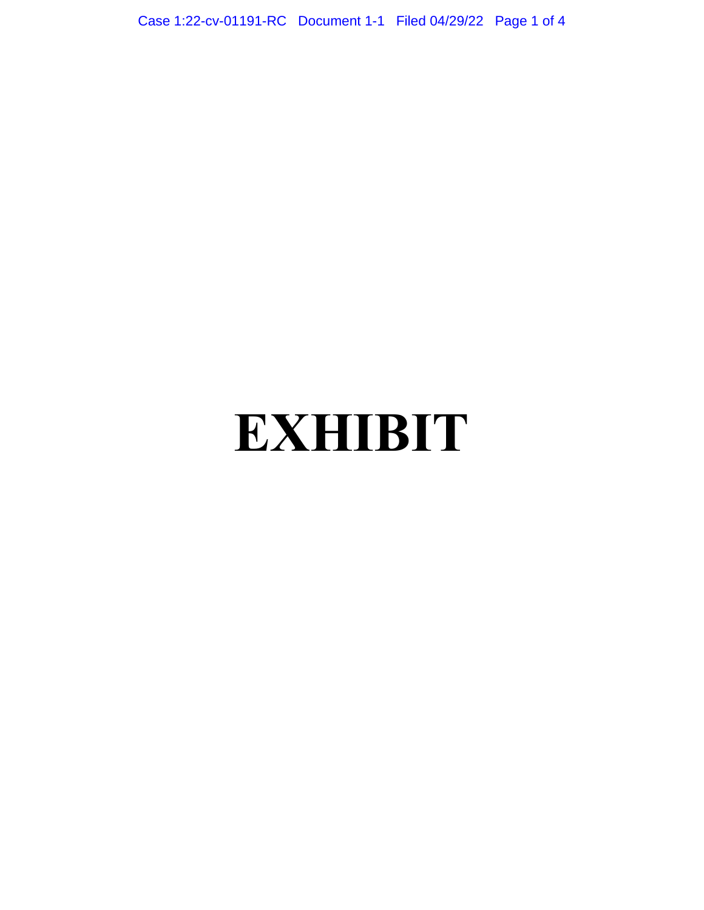# EXHIBIT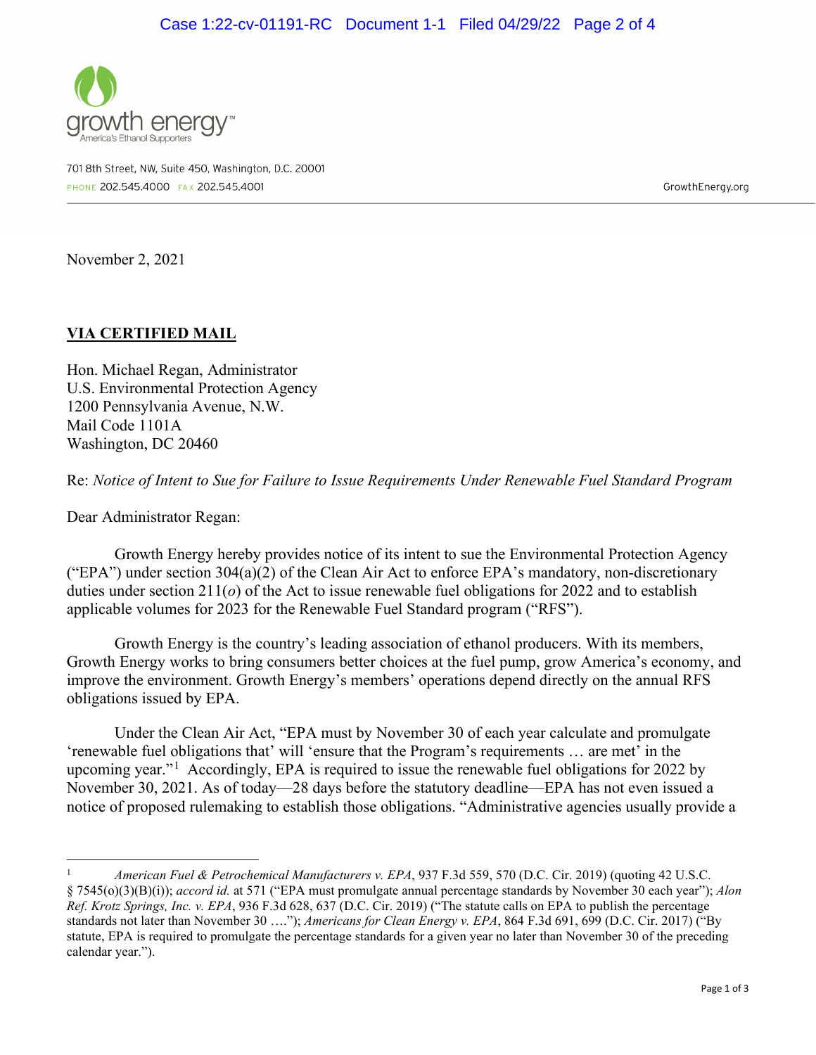growth energy™
America's Ethanol Supporters

701 8th Street, NW, Suite 450, Washington, D.C. 20001
PHONE 202.545.4000 FAX 202.545.4001 GrowthEnergy.org

November 2, 2021

**VIA CERTIFIED MAIL**

Hon. Michael Regan, Administrator
U.S. Environmental Protection Agency
1200 Pennsylvania Avenue, N.W.
Mail Code 1101A
Washington, DC 20460

Re: *Notice of Intent to Sue for Failure to Issue Requirements Under Renewable Fuel Standard Program*

Dear Administrator Regan:

Growth Energy hereby provides notice of its intent to sue the Environmental Protection Agency ("EPA") under section 304(a)(2) of the Clean Air Act to enforce EPA's mandatory, non-discretionary duties under section 211(*o*) of the Act to issue renewable fuel obligations for 2022 and to establish applicable volumes for 2023 for the Renewable Fuel Standard program ("RFS").

Growth Energy is the country's leading association of ethanol producers. With its members, Growth Energy works to bring consumers better choices at the fuel pump, grow America's economy, and improve the environment. Growth Energy's members' operations depend directly on the annual RFS obligations issued by EPA.

Under the Clean Air Act, "EPA must by November 30 of each year calculate and promulgate 'renewable fuel obligations that' will 'ensure that the Program's requirements … are met' in the upcoming year."[1] Accordingly, EPA is required to issue the renewable fuel obligations for 2022 by November 30, 2021. As of today—28 days before the statutory deadline—EPA has not even issued a notice of proposed rulemaking to establish those obligations. "Administrative agencies usually provide a

---

[1] *American Fuel & Petrochemical Manufacturers v. EPA*, 937 F.3d 559, 570 (D.C. Cir. 2019) (quoting 42 U.S.C. § 7545(o)(3)(B)(i)); *accord id.* at 571 ("EPA must promulgate annual percentage standards by November 30 each year"); *Alon Ref. Krotz Springs, Inc. v. EPA*, 936 F.3d 628, 637 (D.C. Cir. 2019) ("The statute calls on EPA to publish the percentage standards not later than November 30 …."); *Americans for Clean Energy v. EPA*, 864 F.3d 691, 699 (D.C. Cir. 2017) ("By statute, EPA is required to promulgate the percentage standards for a given year no later than November 30 of the preceding calendar year.").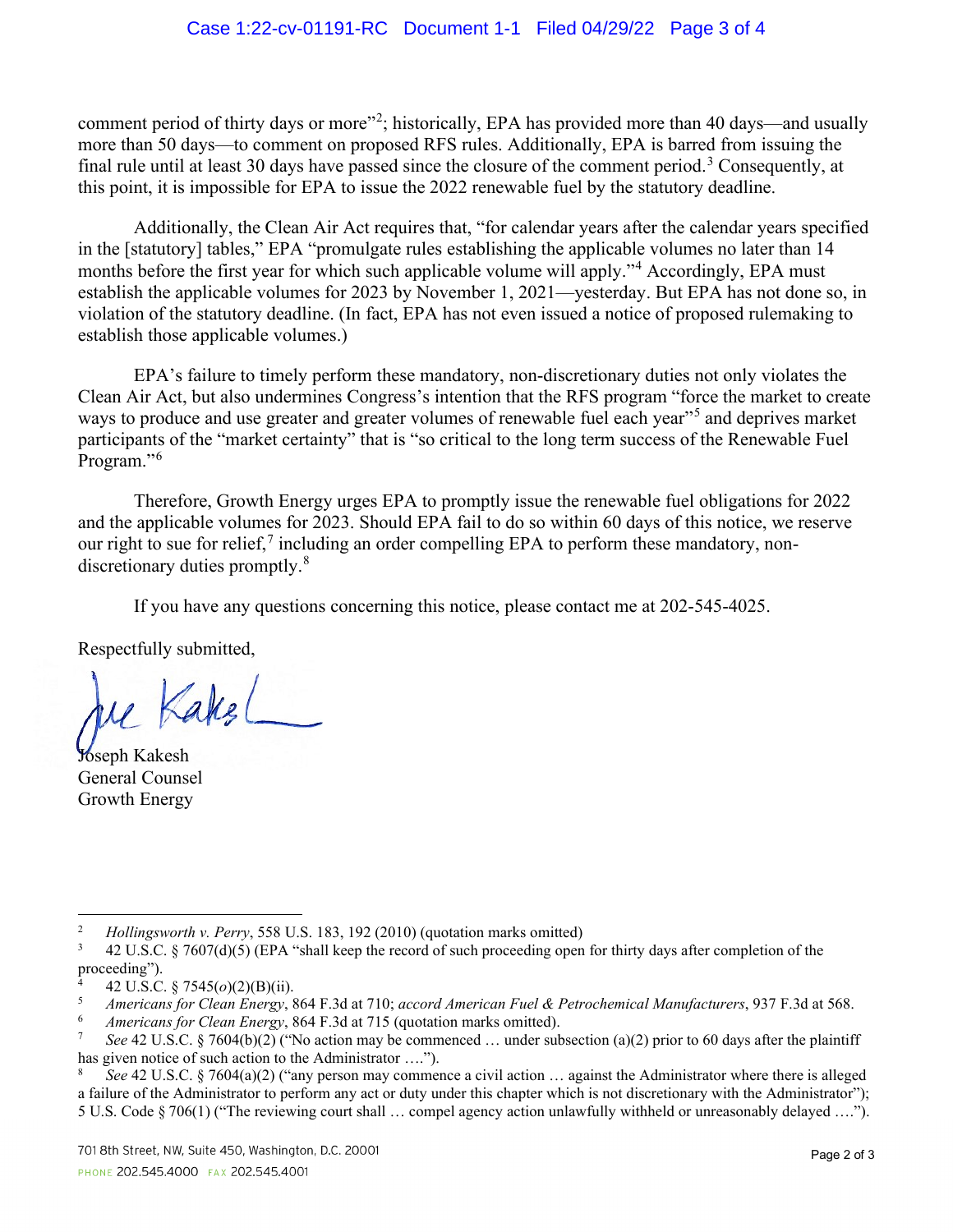comment period of thirty days or more"[2]; historically, EPA has provided more than 40 days—and usually more than 50 days—to comment on proposed RFS rules. Additionally, EPA is barred from issuing the final rule until at least 30 days have passed since the closure of the comment period.[3] Consequently, at this point, it is impossible for EPA to issue the 2022 renewable fuel by the statutory deadline.

Additionally, the Clean Air Act requires that, "for calendar years after the calendar years specified in the [statutory] tables," EPA "promulgate rules establishing the applicable volumes no later than 14 months before the first year for which such applicable volume will apply."[4] Accordingly, EPA must establish the applicable volumes for 2023 by November 1, 2021—yesterday. But EPA has not done so, in violation of the statutory deadline. (In fact, EPA has not even issued a notice of proposed rulemaking to establish those applicable volumes.)

EPA's failure to timely perform these mandatory, non-discretionary duties not only violates the Clean Air Act, but also undermines Congress's intention that the RFS program "force the market to create ways to produce and use greater and greater volumes of renewable fuel each year"[5] and deprives market participants of the "market certainty" that is "so critical to the long term success of the Renewable Fuel Program."[6]

Therefore, Growth Energy urges EPA to promptly issue the renewable fuel obligations for 2022 and the applicable volumes for 2023. Should EPA fail to do so within 60 days of this notice, we reserve our right to sue for relief,[7] including an order compelling EPA to perform these mandatory, non-discretionary duties promptly.[8]

If you have any questions concerning this notice, please contact me at 202-545-4025.

Respectfully submitted,

Joseph Kakesh
General Counsel
Growth Energy

---

[2] *Hollingsworth v. Perry*, 558 U.S. 183, 192 (2010) (quotation marks omitted)

[3] 42 U.S.C. § 7607(d)(5) (EPA "shall keep the record of such proceeding open for thirty days after completion of the proceeding").

[4] 42 U.S.C. § 7545(*o*)(2)(B)(ii).

[5] *Americans for Clean Energy*, 864 F.3d at 710; *accord American Fuel & Petrochemical Manufacturers*, 937 F.3d at 568.

[6] *Americans for Clean Energy*, 864 F.3d at 715 (quotation marks omitted).

[7] *See* 42 U.S.C. § 7604(b)(2) ("No action may be commenced … under subsection (a)(2) prior to 60 days after the plaintiff has given notice of such action to the Administrator ….").

[8] *See* 42 U.S.C. § 7604(a)(2) ("any person may commence a civil action … against the Administrator where there is alleged a failure of the Administrator to perform any act or duty under this chapter which is not discretionary with the Administrator"); 5 U.S. Code § 706(1) ("The reviewing court shall … compel agency action unlawfully withheld or unreasonably delayed ….").

701 8th Street, NW, Suite 450, Washington, D.C. 20001
PHONE 202.545.4000 FAX 202.545.4001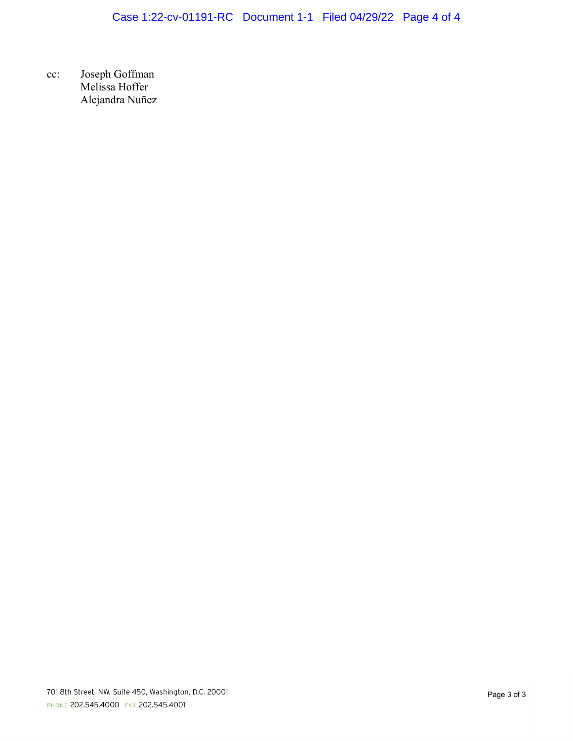cc: Joseph Goffman
Melissa Hoffer
Alejandra Nuñez

701 8th Street, NW, Suite 450, Washington, D.C. 20001
PHONE 202.545.4000 FAX 202.545.4001